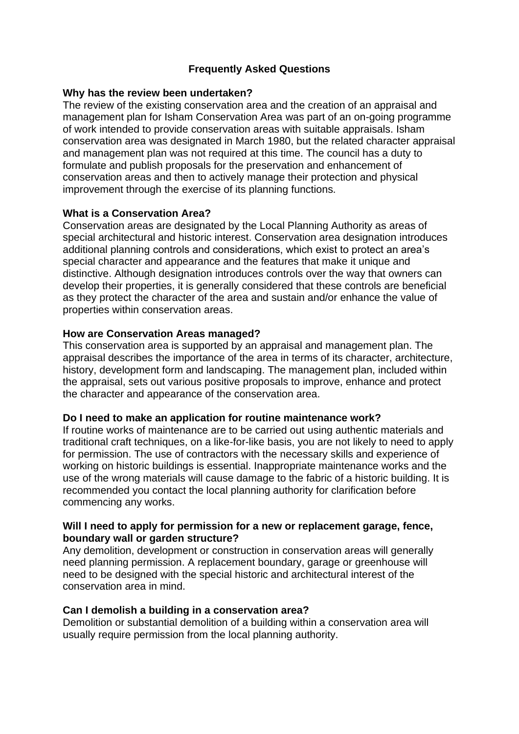# Frequently Asked Questions

### Why has the review been undertaken?

The review of the existing conservation area and the creation of an appraisal and management plan for Isham Conservation Area was part of an on-going programme of work intended to provide conservation areas with suitable appraisals. Isham conservation area was designated in March 1980, but the related character appraisal and management plan was not required at this time. The council has a duty to formulate and publish proposals for the preservation and enhancement of conservation areas and then to actively manage their protection and physical improvement through the exercise of its planning functions.

### What is a Conservation Area?

Conservation areas are designated by the Local Planning Authority as areas of special architectural and historic interest. Conservation area designation introduces additional planning controls and considerations, which exist to protect an area's special character and appearance and the features that make it unique and distinctive. Although designation introduces controls over the way that owners can develop their properties, it is generally considered that these controls are beneficial as they protect the character of the area and sustain and/or enhance the value of properties within conservation areas.

### How are Conservation Areas managed?

This conservation area is supported by an appraisal and management plan. The appraisal describes the importance of the area in terms of its character, architecture, history, development form and landscaping. The management plan, included within the appraisal, sets out various positive proposals to improve, enhance and protect the character and appearance of the conservation area.

### Do I need to make an application for routine maintenance work?

If routine works of maintenance are to be carried out using authentic materials and traditional craft techniques, on a like-for-like basis, you are not likely to need to apply for permission. The use of contractors with the necessary skills and experience of working on historic buildings is essential. Inappropriate maintenance works and the use of the wrong materials will cause damage to the fabric of a historic building. It is recommended you contact the local planning authority for clarification before commencing any works.

### Will I need to apply for permission for a new or replacement garage, fence, boundary wall or garden structure?

Any demolition, development or construction in conservation areas will generally need planning permission. A replacement boundary, garage or greenhouse will need to be designed with the special historic and architectural interest of the conservation area in mind.

### Can I demolish a building in a conservation area?

Demolition or substantial demolition of a building within a conservation area will usually require permission from the local planning authority.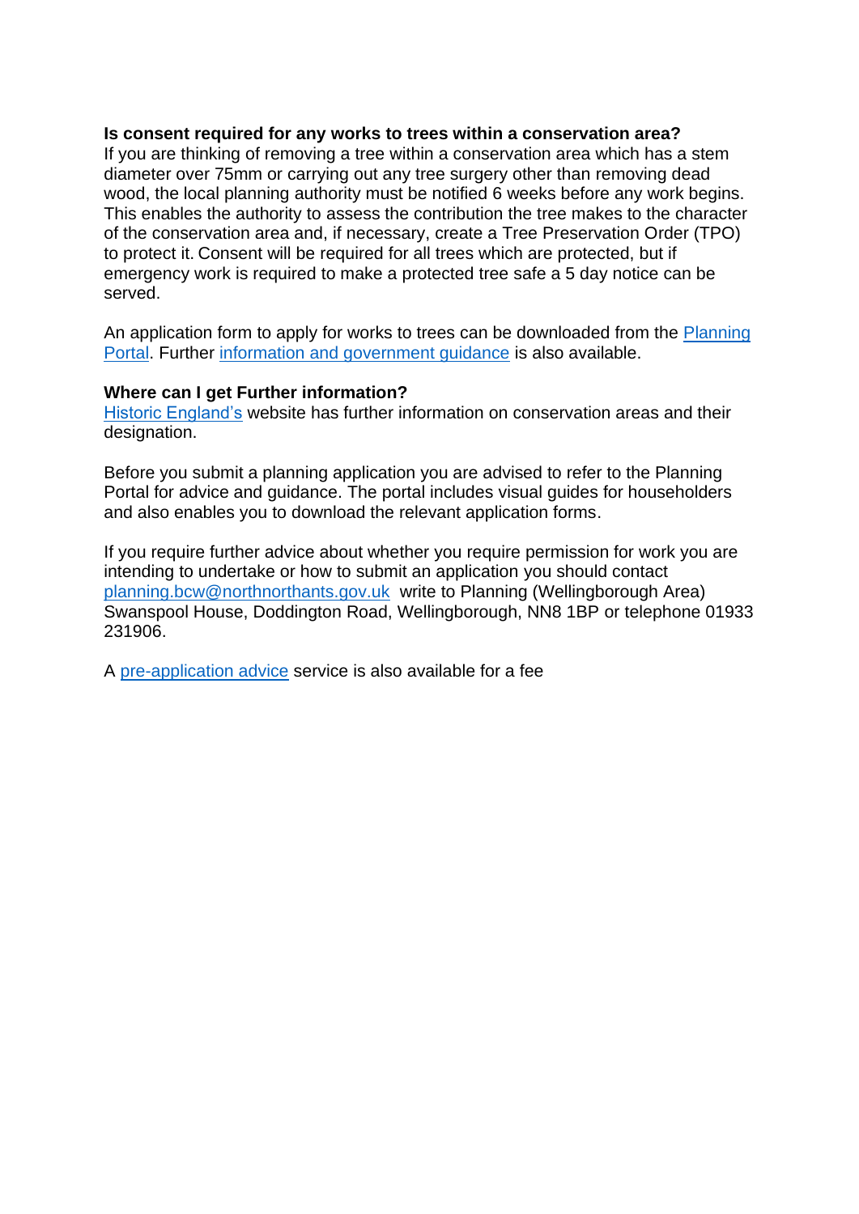**Is consent required for any works to trees within a conservation area?**

If you are thinking of removing a tree within a conservation area which has a stem diameter over 75mm or carrying out any tree surgery other than removing dead wood, the local planning authority must be notified 6 weeks before any work begins. This enables the authority to assess the contribution the tree makes to the character of the conservation area and, if necessary, create a Tree Preservation Order (TPO) to protect it. Consent will be required for all trees which are protected, but if emergency work is required to make a protected tree safe a 5 day notice can be served.

An application form to apply for works to trees can be downloaded from the Planning Portal. Further information and government guidance is also available.

**Where can I get Further information?**

Historic England's website has further information on conservation areas and their designation.

Before you submit a planning application you are advised to refer to the Planning Portal for advice and guidance. The portal includes visual guides for householders and also enables you to download the relevant application forms.

If you require further advice about whether you require permission for work you are intending to undertake or how to submit an application you should contact planning.bcw@northnorthants.gov.uk write to Planning (Wellingborough Area) Swanspool House, Doddington Road, Wellingborough, NN8 1BP or telephone 01933 231906.

A pre-application advice service is also available for a fee